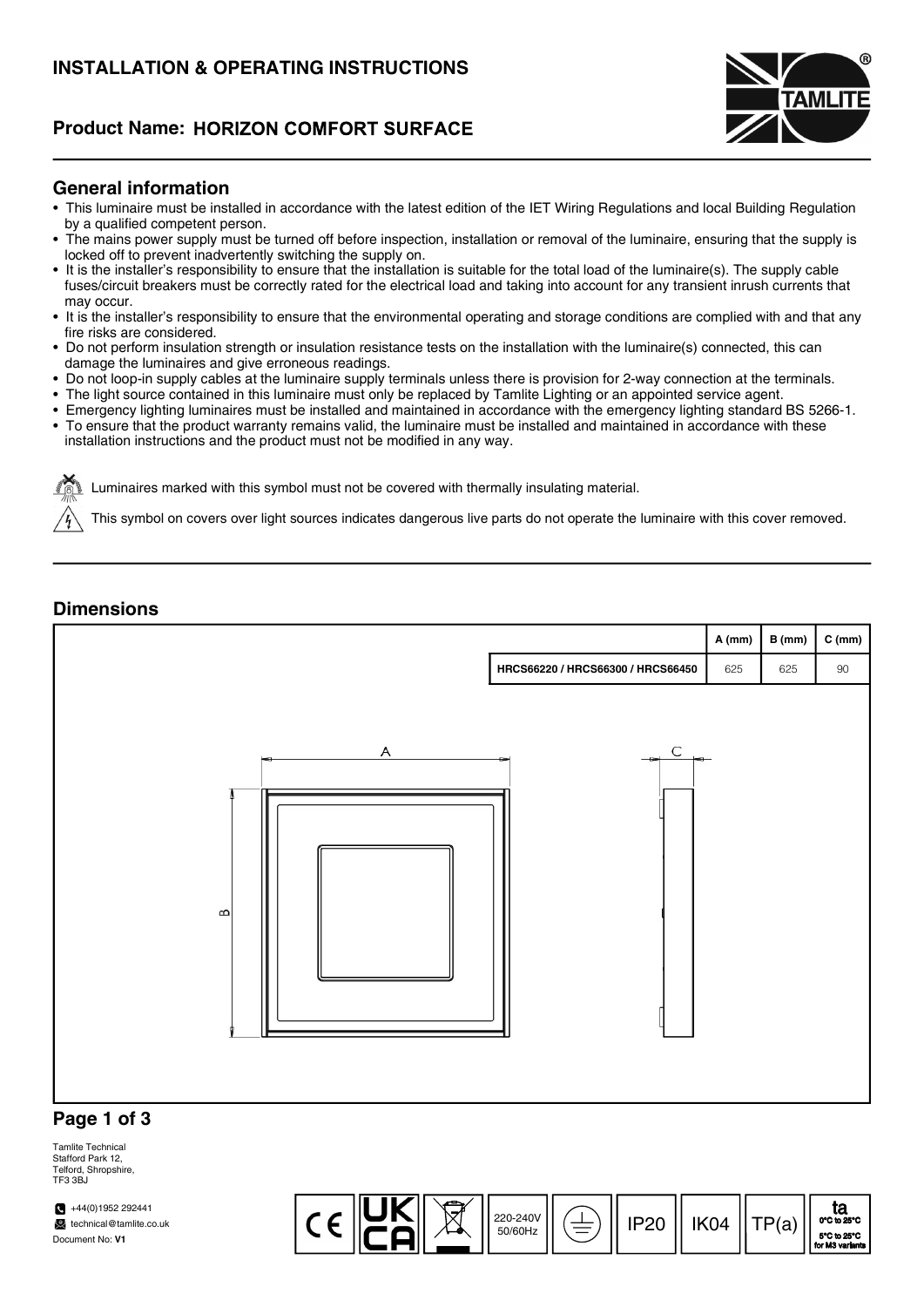# INSTALLATION & OPERATING INSTRUCTIONS

## Product Name: HORIZON COMFORT SURFACE

### General information

- This luminaire must be installed in accordance with the latest edition of the IET Wiring Regulations and local Building Regulation by a qualified competent person.
- The mains power supply must be turned off before inspection, installation or removal of the luminaire, ensuring that the supply is locked off to prevent inadvertently switching the supply on.
- It is the installer's responsibility to ensure that the installation is suitable for the total load of the luminaire(s). The supply cable fuses/circuit breakers must be correctly rated for the electrical load and taking into account for any transient inrush currents that may occur.
- It is the installer's responsibility to ensure that the environmental operating and storage conditions are complied with and that any fire risks are considered.
- Do not perform insulation strength or insulation resistance tests on the installation with the luminaire(s) connected, this can damage the luminaires and give erroneous readings.
- Do not loop-in supply cables at the luminaire supply terminals unless there is provision for 2-way connection at the terminals.
- The light source contained in this luminaire must only be replaced by Tamlite Lighting or an appointed service agent.
- Emergency lighting luminaires must be installed and maintained in accordance with the emergency lighting standard BS 5266-1.
- To ensure that the product warranty remains valid, the luminaire must be installed and maintained in accordance with these installation instructions and the product must not be modified in any way.

Luminaires marked with this symbol must not be covered with thermally insulating material.

This symbol on covers over light sources indicates dangerous live parts do not operate the luminaire with this cover removed.

### Dimensions

| | A (mm) | B (mm) | C (mm) |
|---|---|---|---|
| HRCS66220 / HRCS66300 / HRCS66450 | 625 | 625 | 90 |

Tamlite Technical
Stafford Park 12,
Telford, Shropshire,
TF3 3BJ

+44(0)1952 292441
technical@tamlite.co.uk
Document No: **V1**

220-240V 50/60Hz | IP20 | IK04 | TP(a) | ta 0°C to 25°C, 5°C to 25°C for M3 variants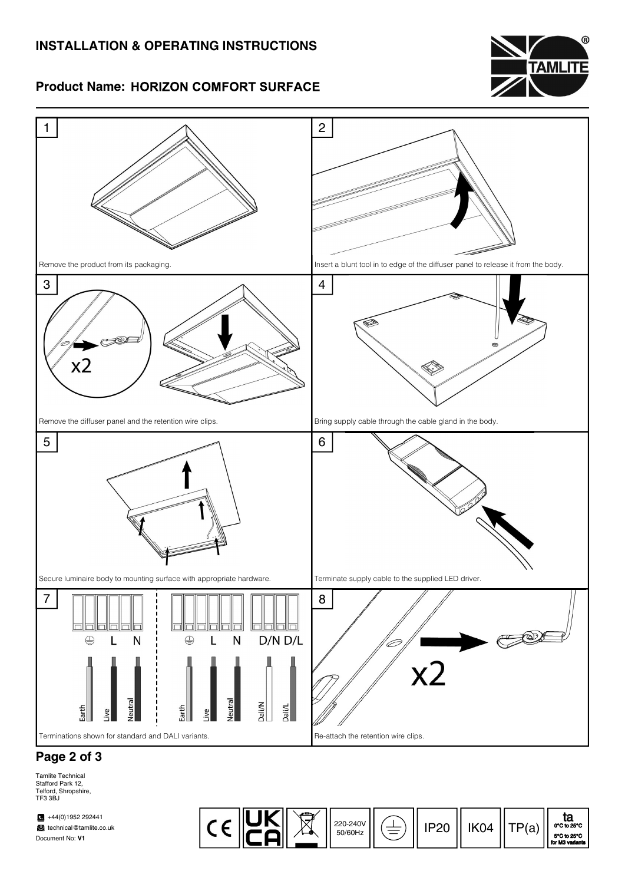# INSTALLATION & OPERATING INSTRUCTIONS

## Product Name: HORIZON COMFORT SURFACE

1. Remove the product from its packaging.

2. Insert a blunt tool in to edge of the diffuser panel to release it from the body.

3. Remove the diffuser panel and the retention wire clips. (x2)

4. Bring supply cable through the cable gland in the body.

5. Secure luminaire body to mounting surface with appropriate hardware.

6. Terminate supply cable to the supplied LED driver.

7. Terminations shown for standard and DALI variants.

| Standard | | |
|---|---|---|
| ⏚ | L | N |
| Earth | Live | Neutral |

| DALI | | | | |
|---|---|---|---|---|
| ⏚ | L | N | D/N | D/L |
| Earth | Live | Neutral | Dali/N | Dali/L |

8. Re-attach the retention wire clips. (x2)

Tamlite Technical
Stafford Park 12,
Telford, Shropshire,
TF3 3BJ

+44(0)1952 292441
technical@tamlite.co.uk
Document No: **V1**

CE | UK CA | 220-240V 50/60Hz | IP20 | IK04 | TP(a) | ta 0°C to 25°C, 5°C to 25°C for M3 variants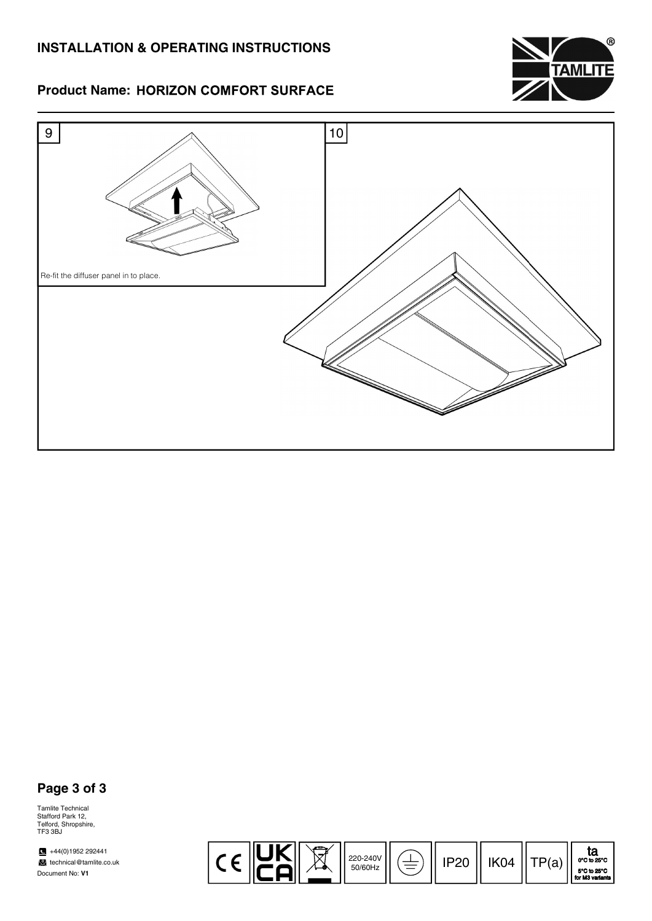**INSTALLATION & OPERATING INSTRUCTIONS**

**Product Name: HORIZON COMFORT SURFACE**

9

Re-fit the diffuser panel in to place.

10

Tamlite Technical
Stafford Park 12,
Telford, Shropshire,
TF3 3BJ

+44(0)1952 292441
technical@tamlite.co.uk
Document No: **V1**

220-240V 50/60Hz

IP20

IK04

TP(a)

ta
0°C to 25°C
5°C to 25°C for M3 variants